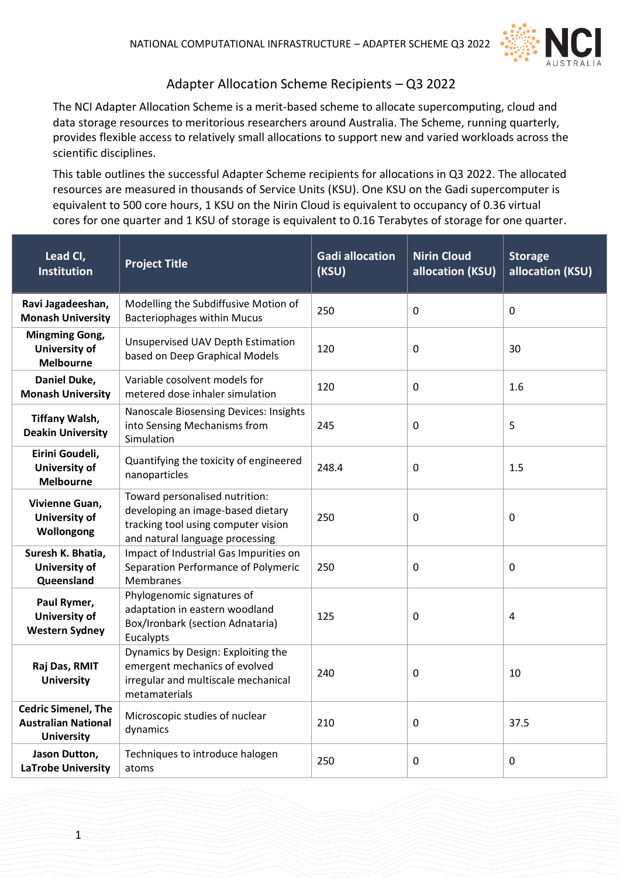# Adapter Allocation Scheme Recipients – Q3 2022

The NCI Adapter Allocation Scheme is a merit-based scheme to allocate supercomputing, cloud and data storage resources to meritorious researchers around Australia. The Scheme, running quarterly, provides flexible access to relatively small allocations to support new and varied workloads across the scientific disciplines.

This table outlines the successful Adapter Scheme recipients for allocations in Q3 2022. The allocated resources are measured in thousands of Service Units (KSU). One KSU on the Gadi supercomputer is equivalent to 500 core hours, 1 KSU on the Nirin Cloud is equivalent to occupancy of 0.36 virtual cores for one quarter and 1 KSU of storage is equivalent to 0.16 Terabytes of storage for one quarter.

| Lead CI, Institution | Project Title | Gadi allocation (KSU) | Nirin Cloud allocation (KSU) | Storage allocation (KSU) |
|---|---|---|---|---|
| **Ravi Jagadeeshan, Monash University** | Modelling the Subdiffusive Motion of Bacteriophages within Mucus | 250 | 0 | 0 |
| **Mingming Gong, University of Melbourne** | Unsupervised UAV Depth Estimation based on Deep Graphical Models | 120 | 0 | 30 |
| **Daniel Duke, Monash University** | Variable cosolvent models for metered dose inhaler simulation | 120 | 0 | 1.6 |
| **Tiffany Walsh, Deakin University** | Nanoscale Biosensing Devices: Insights into Sensing Mechanisms from Simulation | 245 | 0 | 5 |
| **Eirini Goudeli, University of Melbourne** | Quantifying the toxicity of engineered nanoparticles | 248.4 | 0 | 1.5 |
| **Vivienne Guan, University of Wollongong** | Toward personalised nutrition: developing an image-based dietary tracking tool using computer vision and natural language processing | 250 | 0 | 0 |
| **Suresh K. Bhatia, University of Queensland** | Impact of Industrial Gas Impurities on Separation Performance of Polymeric Membranes | 250 | 0 | 0 |
| **Paul Rymer, University of Western Sydney** | Phylogenomic signatures of adaptation in eastern woodland Box/Ironbark (section Adnataria) Eucalypts | 125 | 0 | 4 |
| **Raj Das, RMIT University** | Dynamics by Design: Exploiting the emergent mechanics of evolved irregular and multiscale mechanical metamaterials | 240 | 0 | 10 |
| **Cedric Simenel, The Australian National University** | Microscopic studies of nuclear dynamics | 210 | 0 | 37.5 |
| **Jason Dutton, LaTrobe University** | Techniques to introduce halogen atoms | 250 | 0 | 0 |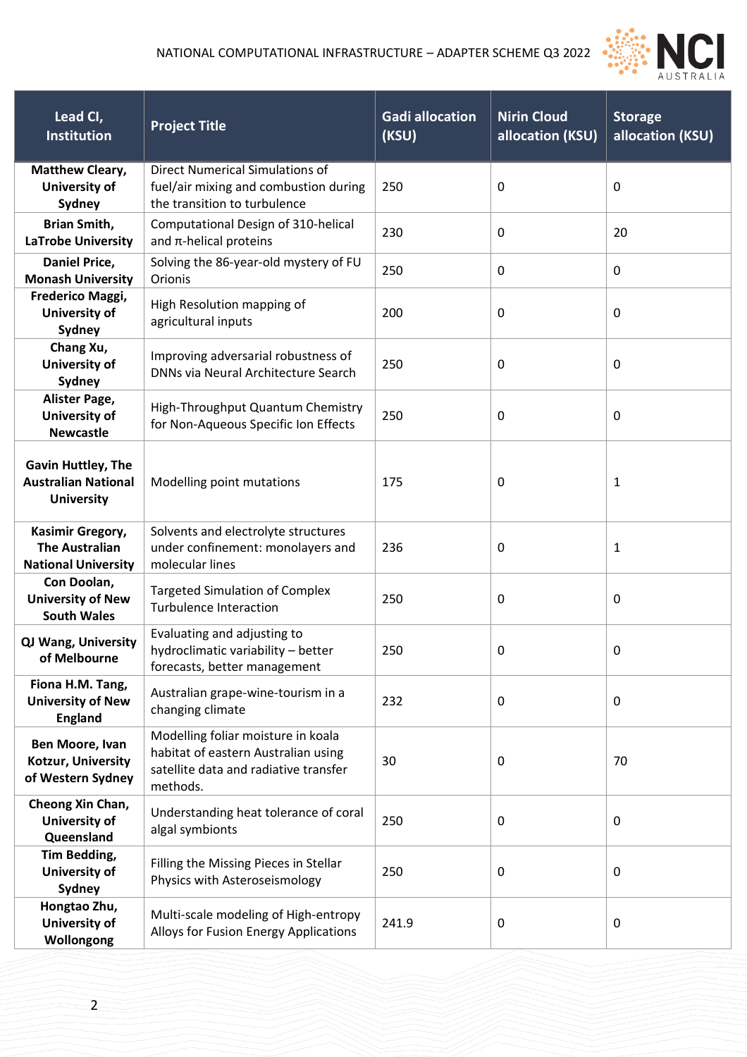| Lead CI, Institution | Project Title | Gadi allocation (KSU) | Nirin Cloud allocation (KSU) | Storage allocation (KSU) |
|---|---|---|---|---|
| Matthew Cleary, University of Sydney | Direct Numerical Simulations of fuel/air mixing and combustion during the transition to turbulence | 250 | 0 | 0 |
| Brian Smith, LaTrobe University | Computational Design of 310-helical and π-helical proteins | 230 | 0 | 20 |
| Daniel Price, Monash University | Solving the 86-year-old mystery of FU Orionis | 250 | 0 | 0 |
| Frederico Maggi, University of Sydney | High Resolution mapping of agricultural inputs | 200 | 0 | 0 |
| Chang Xu, University of Sydney | Improving adversarial robustness of DNNs via Neural Architecture Search | 250 | 0 | 0 |
| Alister Page, University of Newcastle | High-Throughput Quantum Chemistry for Non-Aqueous Specific Ion Effects | 250 | 0 | 0 |
| Gavin Huttley, The Australian National University | Modelling point mutations | 175 | 0 | 1 |
| Kasimir Gregory, The Australian National University | Solvents and electrolyte structures under confinement: monolayers and molecular lines | 236 | 0 | 1 |
| Con Doolan, University of New South Wales | Targeted Simulation of Complex Turbulence Interaction | 250 | 0 | 0 |
| QJ Wang, University of Melbourne | Evaluating and adjusting to hydroclimatic variability – better forecasts, better management | 250 | 0 | 0 |
| Fiona H.M. Tang, University of New England | Australian grape-wine-tourism in a changing climate | 232 | 0 | 0 |
| Ben Moore, Ivan Kotzur, University of Western Sydney | Modelling foliar moisture in koala habitat of eastern Australian using satellite data and radiative transfer methods. | 30 | 0 | 70 |
| Cheong Xin Chan, University of Queensland | Understanding heat tolerance of coral algal symbionts | 250 | 0 | 0 |
| Tim Bedding, University of Sydney | Filling the Missing Pieces in Stellar Physics with Asteroseismology | 250 | 0 | 0 |
| Hongtao Zhu, University of Wollongong | Multi-scale modeling of High-entropy Alloys for Fusion Energy Applications | 241.9 | 0 | 0 |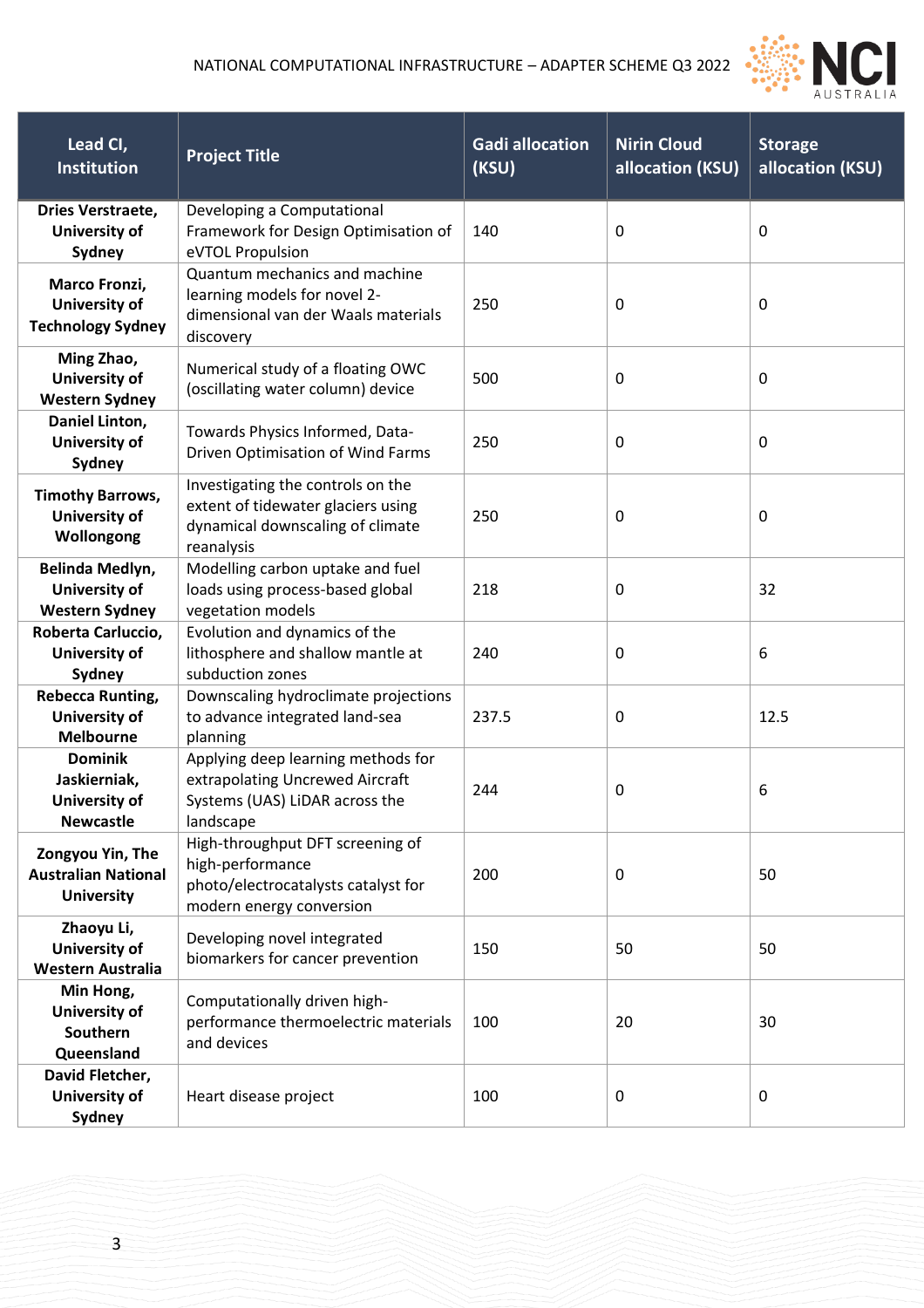| Lead CI, Institution | Project Title | Gadi allocation (KSU) | Nirin Cloud allocation (KSU) | Storage allocation (KSU) |
|---|---|---|---|---|
| Dries Verstraete, University of Sydney | Developing a Computational Framework for Design Optimisation of eVTOL Propulsion | 140 | 0 | 0 |
| Marco Fronzi, University of Technology Sydney | Quantum mechanics and machine learning models for novel 2-dimensional van der Waals materials discovery | 250 | 0 | 0 |
| Ming Zhao, University of Western Sydney | Numerical study of a floating OWC (oscillating water column) device | 500 | 0 | 0 |
| Daniel Linton, University of Sydney | Towards Physics Informed, Data-Driven Optimisation of Wind Farms | 250 | 0 | 0 |
| Timothy Barrows, University of Wollongong | Investigating the controls on the extent of tidewater glaciers using dynamical downscaling of climate reanalysis | 250 | 0 | 0 |
| Belinda Medlyn, University of Western Sydney | Modelling carbon uptake and fuel loads using process-based global vegetation models | 218 | 0 | 32 |
| Roberta Carluccio, University of Sydney | Evolution and dynamics of the lithosphere and shallow mantle at subduction zones | 240 | 0 | 6 |
| Rebecca Runting, University of Melbourne | Downscaling hydroclimate projections to advance integrated land-sea planning | 237.5 | 0 | 12.5 |
| Dominik Jaskierniak, University of Newcastle | Applying deep learning methods for extrapolating Uncrewed Aircraft Systems (UAS) LiDAR across the landscape | 244 | 0 | 6 |
| Zongyou Yin, The Australian National University | High-throughput DFT screening of high-performance photo/electrocatalysts catalyst for modern energy conversion | 200 | 0 | 50 |
| Zhaoyu Li, University of Western Australia | Developing novel integrated biomarkers for cancer prevention | 150 | 50 | 50 |
| Min Hong, University of Southern Queensland | Computationally driven high-performance thermoelectric materials and devices | 100 | 20 | 30 |
| David Fletcher, University of Sydney | Heart disease project | 100 | 0 | 0 |